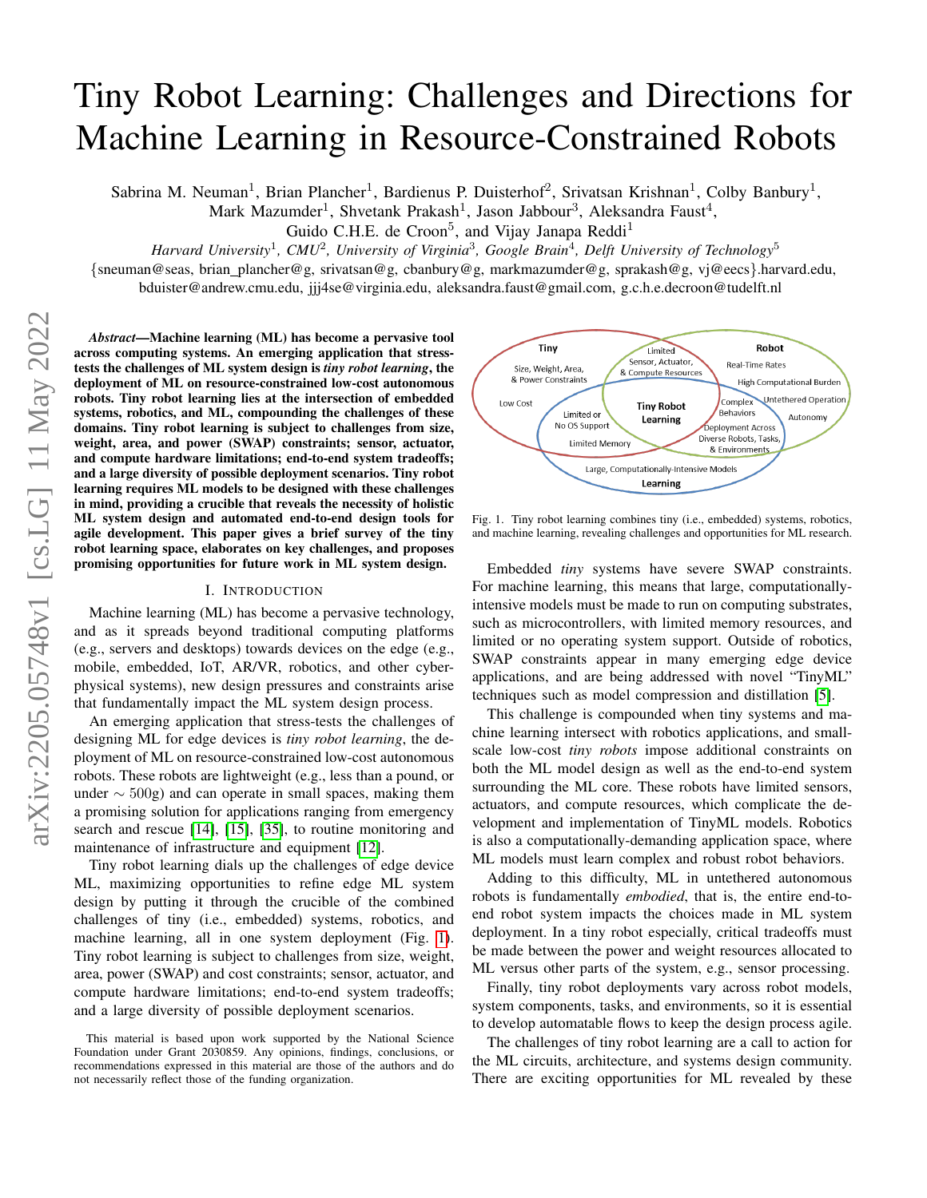# Tiny Robot Learning: Challenges and Directions for Machine Learning in Resource-Constrained Robots

Sabrina M. Neuman[1], Brian Plancher[1], Bardienus P. Duisterhof[2], Srivatsan Krishnan[1], Colby Banbury[1], Mark Mazumder[1], Shvetank Prakash[1], Jason Jabbour[3], Aleksandra Faust[4], Guido C.H.E. de Croon[5], and Vijay Janapa Reddi[1]

*Harvard University*[1], *CMU*[2], *University of Virginia*[3], *Google Brain*[4], *Delft University of Technology*[5]

{sneuman@seas, brian_plancher@g, srivatsan@g, cbanbury@g, markmazumder@g, sprakash@g, vj@eecs}.harvard.edu, bduister@andrew.cmu.edu, jjj4se@virginia.edu, aleksandra.faust@gmail.com, g.c.h.e.decroon@tudelft.nl

***Abstract*—Machine learning (ML) has become a pervasive tool across computing systems. An emerging application that stress-tests the challenges of ML system design is *tiny robot learning*, the deployment of ML on resource-constrained low-cost autonomous robots. Tiny robot learning lies at the intersection of embedded systems, robotics, and ML, compounding the challenges of these domains. Tiny robot learning is subject to challenges from size, weight, area, and power (SWAP) constraints; sensor, actuator, and compute hardware limitations; end-to-end system tradeoffs; and a large diversity of possible deployment scenarios. Tiny robot learning requires ML models to be designed with these challenges in mind, providing a crucible that reveals the necessity of holistic ML system design and automated end-to-end design tools for agile development. This paper gives a brief survey of the tiny robot learning space, elaborates on key challenges, and proposes promising opportunities for future work in ML system design.**

## I. Introduction

Machine learning (ML) has become a pervasive technology, and as it spreads beyond traditional computing platforms (e.g., servers and desktops) towards devices on the edge (e.g., mobile, embedded, IoT, AR/VR, robotics, and other cyber-physical systems), new design pressures and constraints arise that fundamentally impact the ML system design process.

An emerging application that stress-tests the challenges of designing ML for edge devices is *tiny robot learning*, the deployment of ML on resource-constrained low-cost autonomous robots. These robots are lightweight (e.g., less than a pound, or under $\sim 500$g) and can operate in small spaces, making them a promising solution for applications ranging from emergency search and rescue [14], [15], [35], to routine monitoring and maintenance of infrastructure and equipment [12].

Tiny robot learning dials up the challenges of edge device ML, maximizing opportunities to refine edge ML system design by putting it through the crucible of the combined challenges of tiny (i.e., embedded) systems, robotics, and machine learning, all in one system deployment (Fig. 1). Tiny robot learning is subject to challenges from size, weight, area, power (SWAP) and cost constraints; sensor, actuator, and compute hardware limitations; end-to-end system tradeoffs; and a large diversity of possible deployment scenarios.

Tiny
Size, Weight, Area, & Power Constraints
Low Cost
Limited Sensor, Actuator, & Compute Resources
Robot
Real-Time Rates
High Computational Burden
Untethered Operation
Autonomy
Complex Behaviors
Tiny Robot Learning
Limited or No OS Support
Limited Memory
Deployment Across Diverse Robots, Tasks, & Environments
Large, Computationally-Intensive Models
Learning

Fig. 1. Tiny robot learning combines tiny (i.e., embedded) systems, robotics, and machine learning, revealing challenges and opportunities for ML research.

Embedded *tiny* systems have severe SWAP constraints. For machine learning, this means that large, computationally-intensive models must be made to run on computing substrates, such as microcontrollers, with limited memory resources, and limited or no operating system support. Outside of robotics, SWAP constraints appear in many emerging edge device applications, and are being addressed with novel "TinyML" techniques such as model compression and distillation [5].

This challenge is compounded when tiny systems and machine learning intersect with robotics applications, and small-scale low-cost *tiny robots* impose additional constraints on both the ML model design as well as the end-to-end system surrounding the ML core. These robots have limited sensors, actuators, and compute resources, which complicate the development and implementation of TinyML models. Robotics is also a computationally-demanding application space, where ML models must learn complex and robust robot behaviors.

Adding to this difficulty, ML in untethered autonomous robots is fundamentally *embodied*, that is, the entire end-to-end robot system impacts the choices made in ML system deployment. In a tiny robot especially, critical tradeoffs must be made between the power and weight resources allocated to ML versus other parts of the system, e.g., sensor processing.

Finally, tiny robot deployments vary across robot models, system components, tasks, and environments, so it is essential to develop automatable flows to keep the design process agile.

The challenges of tiny robot learning are a call to action for the ML circuits, architecture, and systems design community. There are exciting opportunities for ML revealed by these

This material is based upon work supported by the National Science Foundation under Grant 2030859. Any opinions, findings, conclusions, or recommendations expressed in this material are those of the authors and do not necessarily reflect those of the funding organization.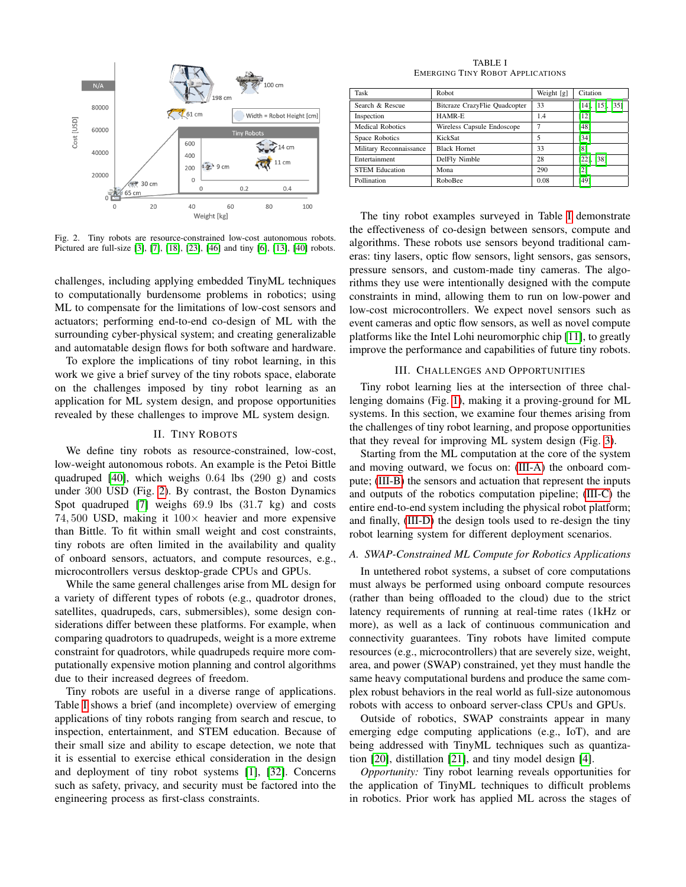N/A

80000

60000

40000

20000

0

Cost [USD]

0 20 40 60 80 100

Weight [kg]

198 cm

100 cm

61 cm

Width = Robot Height [cm]

Tiny Robots

600

400

200

0

0 0.2 0.4

14 cm

11 cm

9 cm

30 cm

65 cm

Fig. 2. Tiny robots are resource-constrained low-cost autonomous robots. Pictured are full-size [3], [7], [18], [23], [46] and tiny [6], [13], [40] robots.

challenges, including applying embedded TinyML techniques to computationally burdensome problems in robotics; using ML to compensate for the limitations of low-cost sensors and actuators; performing end-to-end co-design of ML with the surrounding cyber-physical system; and creating generalizable and automatable design flows for both software and hardware.

To explore the implications of tiny robot learning, in this work we give a brief survey of the tiny robots space, elaborate on the challenges imposed by tiny robot learning as an application for ML system design, and propose opportunities revealed by these challenges to improve ML system design.

## II. Tiny Robots

We define tiny robots as resource-constrained, low-cost, low-weight autonomous robots. An example is the Petoi Bittle quadruped [40], which weighs 0.64 lbs (290 g) and costs under 300 USD (Fig. 2). By contrast, the Boston Dynamics Spot quadruped [7] weighs 69.9 lbs (31.7 kg) and costs 74,500 USD, making it $100\times$ heavier and more expensive than Bittle. To fit within small weight and cost constraints, tiny robots are often limited in the availability and quality of onboard sensors, actuators, and compute resources, e.g., microcontrollers versus desktop-grade CPUs and GPUs.

While the same general challenges arise from ML design for a variety of different types of robots (e.g., quadrotor drones, satellites, quadrupeds, cars, submersibles), some design considerations differ between these platforms. For example, when comparing quadrotors to quadrupeds, weight is a more extreme constraint for quadrotors, while quadrupeds require more computationally expensive motion planning and control algorithms due to their increased degrees of freedom.

Tiny robots are useful in a diverse range of applications. Table I shows a brief (and incomplete) overview of emerging applications of tiny robots ranging from search and rescue, to inspection, entertainment, and STEM education. Because of their small size and ability to escape detection, we note that it is essential to exercise ethical consideration in the design and deployment of tiny robot systems [1], [32]. Concerns such as safety, privacy, and security must be factored into the engineering process as first-class constraints.

TABLE I
Emerging Tiny Robot Applications

| Task | Robot | Weight [g] | Citation |
|---|---|---|---|
| Search & Rescue | Bitcraze CrazyFlie Quadcopter | 33 | [14], [15], [35] |
| Inspection | HAMR-E | 1.4 | [12] |
| Medical Robotics | Wireless Capsule Endoscope | 7 | [48] |
| Space Robotics | KickSat | 5 | [34] |
| Military Reconnaissance | Black Hornet | 33 | [8] |
| Entertainment | DelFly Nimble | 28 | [22], [38] |
| STEM Education | Mona | 290 | [2] |
| Pollination | RoboBee | 0.08 | [49] |

The tiny robot examples surveyed in Table I demonstrate the effectiveness of co-design between sensors, compute and algorithms. These robots use sensors beyond traditional cameras: tiny lasers, optic flow sensors, light sensors, gas sensors, pressure sensors, and custom-made tiny cameras. The algorithms they use were intentionally designed with the compute constraints in mind, allowing them to run on low-power and low-cost microcontrollers. We expect novel sensors such as event cameras and optic flow sensors, as well as novel compute platforms like the Intel Lohi neuromorphic chip [11], to greatly improve the performance and capabilities of future tiny robots.

## III. Challenges and Opportunities

Tiny robot learning lies at the intersection of three challenging domains (Fig. 1), making it a proving-ground for ML systems. In this section, we examine four themes arising from the challenges of tiny robot learning, and propose opportunities that they reveal for improving ML system design (Fig. 3).

Starting from the ML computation at the core of the system and moving outward, we focus on: (III-A) the onboard compute; (III-B) the sensors and actuation that represent the inputs and outputs of the robotics computation pipeline; (III-C) the entire end-to-end system including the physical robot platform; and finally, (III-D) the design tools used to re-design the tiny robot learning system for different deployment scenarios.

### A. SWAP-Constrained ML Compute for Robotics Applications

In untethered robot systems, a subset of core computations must always be performed using onboard compute resources (rather than being offloaded to the cloud) due to the strict latency requirements of running at real-time rates (1kHz or more), as well as a lack of continuous communication and connectivity guarantees. Tiny robots have limited compute resources (e.g., microcontrollers) that are severely size, weight, area, and power (SWAP) constrained, yet they must handle the same heavy computational burdens and produce the same complex robust behaviors in the real world as full-size autonomous robots with access to onboard server-class CPUs and GPUs.

Outside of robotics, SWAP constraints appear in many emerging edge computing applications (e.g., IoT), and are being addressed with TinyML techniques such as quantization [20], distillation [21], and tiny model design [4].

*Opportunity:* Tiny robot learning reveals opportunities for the application of TinyML techniques to difficult problems in robotics. Prior work has applied ML across the stages of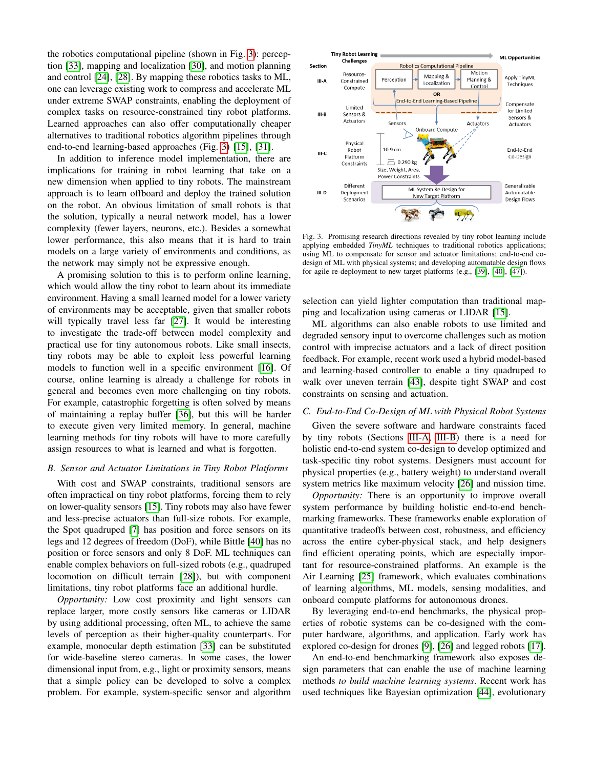the robotics computational pipeline (shown in Fig. 3): perception [33], mapping and localization [30], and motion planning and control [24], [28]. By mapping these robotics tasks to ML, one can leverage existing work to compress and accelerate ML under extreme SWAP constraints, enabling the deployment of complex tasks on resource-constrained tiny robot platforms. Learned approaches can also offer computationally cheaper alternatives to traditional robotics algorithm pipelines through end-to-end learning-based approaches (Fig. 3) [15], [31].

In addition to inference model implementation, there are implications for training in robot learning that take on a new dimension when applied to tiny robots. The mainstream approach is to learn offboard and deploy the trained solution on the robot. An obvious limitation of small robots is that the solution, typically a neural network model, has a lower complexity (fewer layers, neurons, etc.). Besides a somewhat lower performance, this also means that it is hard to train models on a large variety of environments and conditions, as the network may simply not be expressive enough.

A promising solution to this is to perform online learning, which would allow the tiny robot to learn about its immediate environment. Having a small learned model for a lower variety of environments may be acceptable, given that smaller robots will typically travel less far [27]. It would be interesting to investigate the trade-off between model complexity and practical use for tiny autonomous robots. Like small insects, tiny robots may be able to exploit less powerful learning models to function well in a specific environment [16]. Of course, online learning is already a challenge for robots in general and becomes even more challenging on tiny robots. For example, catastrophic forgetting is often solved by means of maintaining a replay buffer [36], but this will be harder to execute given very limited memory. In general, machine learning methods for tiny robots will have to more carefully assign resources to what is learned and what is forgotten.

### *B. Sensor and Actuator Limitations in Tiny Robot Platforms*

With cost and SWAP constraints, traditional sensors are often impractical on tiny robot platforms, forcing them to rely on lower-quality sensors [15]. Tiny robots may also have fewer and less-precise actuators than full-size robots. For example, the Spot quadruped [7] has position and force sensors on its legs and 12 degrees of freedom (DoF), while Bittle [40] has no position or force sensors and only 8 DoF. ML techniques can enable complex behaviors on full-sized robots (e.g., quadruped locomotion on difficult terrain [28]), but with component limitations, tiny robot platforms face an additional hurdle.

*Opportunity:* Low cost proximity and light sensors can replace larger, more costly sensors like cameras or LIDAR by using additional processing, often ML, to achieve the same levels of perception as their higher-quality counterparts. For example, monocular depth estimation [33] can be substituted for wide-baseline stereo cameras. In some cases, the lower dimensional input from, e.g., light or proximity sensors, means that a simple policy can be developed to solve a complex problem. For example, system-specific sensor and algorithm

Tiny Robot Learning Challenges
ML Opportunities
Section
III-A
Resource-Constrained Compute
Robotics Computational Pipeline
Perception
Mapping & Localization
Motion Planning & Control
OR
End-to-End Learning-Based Pipeline
Apply TinyML Techniques
III-B
Limited Sensors & Actuators
Sensors
Onboard Compute
Actuators
Compensate for Limited Sensors & Actuators
III-C
Physical Robot Platform Constraints
10.9 cm
0.290 kg
Size, Weight, Area, Power Constraints
End-to-End Co-Design
III-D
Different Deployment Scenarios
ML System Re-Design for New Target Platform
Generalizable Automatable Design Flows

Fig. 3. Promising research directions revealed by tiny robot learning include applying embedded *TinyML* techniques to traditional robotics applications; using ML to compensate for sensor and actuator limitations; end-to-end co-design of ML with physical systems; and developing automatable design flows for agile re-deployment to new target platforms (e.g., [39], [40], [47]).

selection can yield lighter computation than traditional mapping and localization using cameras or LIDAR [15].

ML algorithms can also enable robots to use limited and degraded sensory input to overcome challenges such as motion control with imprecise actuators and a lack of direct position feedback. For example, recent work used a hybrid model-based and learning-based controller to enable a tiny quadruped to walk over uneven terrain [43], despite tight SWAP and cost constraints on sensing and actuation.

### *C. End-to-End Co-Design of ML with Physical Robot Systems*

Given the severe software and hardware constraints faced by tiny robots (Sections III-A, III-B) there is a need for holistic end-to-end system co-design to develop optimized and task-specific tiny robot systems. Designers must account for physical properties (e.g., battery weight) to understand overall system metrics like maximum velocity [26] and mission time.

*Opportunity:* There is an opportunity to improve overall system performance by building holistic end-to-end benchmarking frameworks. These frameworks enable exploration of quantitative tradeoffs between cost, robustness, and efficiency across the entire cyber-physical stack, and help designers find efficient operating points, which are especially important for resource-constrained platforms. An example is the Air Learning [25] framework, which evaluates combinations of learning algorithms, ML models, sensing modalities, and onboard compute platforms for autonomous drones.

By leveraging end-to-end benchmarks, the physical properties of robotic systems can be co-designed with the computer hardware, algorithms, and application. Early work has explored co-design for drones [9], [26] and legged robots [17].

An end-to-end benchmarking framework also exposes design parameters that can enable the use of machine learning methods *to build machine learning systems*. Recent work has used techniques like Bayesian optimization [44], evolutionary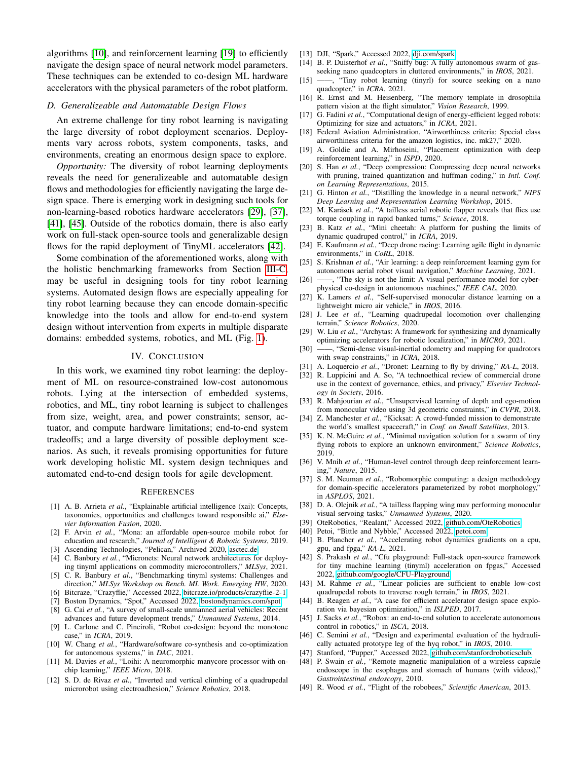algorithms [10], and reinforcement learning [19] to efficiently navigate the design space of neural network model parameters. These techniques can be extended to co-design ML hardware accelerators with the physical parameters of the robot platform.

### D. Generalizeable and Automatable Design Flows

An extreme challenge for tiny robot learning is navigating the large diversity of robot deployment scenarios. Deployments vary across robots, system components, tasks, and environments, creating an enormous design space to explore.

*Opportunity:* The diversity of robot learning deployments reveals the need for generalizeable and automatable design flows and methodologies for efficiently navigating the large design space. There is emerging work in designing such tools for non-learning-based robotics hardware accelerators [29], [37], [41], [45]. Outside of the robotics domain, there is also early work on full-stack open-source tools and generalizable design flows for the rapid deployment of TinyML accelerators [42].

Some combination of the aforementioned works, along with the holistic benchmarking frameworks from Section III-C, may be useful in designing tools for tiny robot learning systems. Automated design flows are especially appealing for tiny robot learning because they can encode domain-specific knowledge into the tools and allow for end-to-end system design without intervention from experts in multiple disparate domains: embedded systems, robotics, and ML (Fig. 1).

## IV. Conclusion

In this work, we examined tiny robot learning: the deployment of ML on resource-constrained low-cost autonomous robots. Lying at the intersection of embedded systems, robotics, and ML, tiny robot learning is subject to challenges from size, weight, area, and power constraints; sensor, actuator, and compute hardware limitations; end-to-end system tradeoffs; and a large diversity of possible deployment scenarios. As such, it reveals promising opportunities for future work developing holistic ML system design techniques and automated end-to-end design tools for agile development.

## References

[1] A. B. Arrieta *et al.*, "Explainable artificial intelligence (xai): Concepts, taxonomies, opportunities and challenges toward responsible ai," *Elsevier Information Fusion*, 2020.

[2] F. Arvin *et al.*, "Mona: an affordable open-source mobile robot for education and research," *Journal of Intelligent & Robotic Systems*, 2019.

[3] Ascending Technologies, "Pelican," Archived 2020, asctec.de.

[4] C. Banbury *et al.*, "Micronets: Neural network architectures for deploying tinyml applications on commodity microcontrollers," *MLSys*, 2021.

[5] C. R. Banbury *et al.*, "Benchmarking tinyml systems: Challenges and direction," *MLSys Workshop on Bench. ML Work. Emerging HW*, 2020.

[6] Bitcraze, "Crazyflie," Accessed 2022, bitcraze.io/products/crazyflie-2-1.

[7] Boston Dynamics, "Spot," Accessed 2022, bostondynamics.com/spot.

[8] G. Cai *et al.*, "A survey of small-scale unmanned aerial vehicles: Recent advances and future development trends," *Unmanned Systems*, 2014.

[9] L. Carlone and C. Pinciroli, "Robot co-design: beyond the monotone case," in *ICRA*, 2019.

[10] W. Chang *et al.*, "Hardware/software co-synthesis and co-optimization for autonomous systems," in *DAC*, 2021.

[11] M. Davies *et al.*, "Loihi: A neuromorphic manycore processor with on-chip learning," *IEEE Micro*, 2018.

[12] S. D. de Rivaz *et al.*, "Inverted and vertical climbing of a quadrupedal microrobot using electroadhesion," *Science Robotics*, 2018.

[13] DJI, "Spark," Accessed 2022, dji.com/spark.

[14] B. P. Duisterhof *et al.*, "Sniffy bug: A fully autonomous swarm of gas-seeking nano quadcopters in cluttered environments," in *IROS*, 2021.

[15] ——, "Tiny robot learning (tinyrl) for source seeking on a nano quadcopter," in *ICRA*, 2021.

[16] R. Ernst and M. Heisenberg, "The memory template in drosophila pattern vision at the flight simulator," *Vision Research*, 1999.

[17] G. Fadini *et al.*, "Computational design of energy-efficient legged robots: Optimizing for size and actuators," in *ICRA*, 2021.

[18] Federal Aviation Administration, "Airworthiness criteria: Special class airworthiness criteria for the amazon logistics, inc. mk27," 2020.

[19] A. Goldie and A. Mirhoseini, "Placement optimization with deep reinforcement learning," in *ISPD*, 2020.

[20] S. Han *et al.*, "Deep compression: Compressing deep neural networks with pruning, trained quantization and huffman coding," in *Intl. Conf. on Learning Representations*, 2015.

[21] G. Hinton *et al.*, "Distilling the knowledge in a neural network," *NIPS Deep Learning and Representation Learning Workshop*, 2015.

[22] M. Karásek *et al.*, "A tailless aerial robotic flapper reveals that flies use torque coupling in rapid banked turns," *Science*, 2018.

[23] B. Katz *et al.*, "Mini cheetah: A platform for pushing the limits of dynamic quadruped control," in *ICRA*, 2019.

[24] E. Kaufmann *et al.*, "Deep drone racing: Learning agile flight in dynamic environments," in *CoRL*, 2018.

[25] S. Krishnan *et al.*, "Air learning: a deep reinforcement learning gym for autonomous aerial robot visual navigation," *Machine Learning*, 2021.

[26] ——, "The sky is not the limit: A visual performance model for cyber-physical co-design in autonomous machines," *IEEE CAL*, 2020.

[27] K. Lamers *et al.*, "Self-supervised monocular distance learning on a lightweight micro air vehicle," in *IROS*, 2016.

[28] J. Lee *et al.*, "Learning quadrupedal locomotion over challenging terrain," *Science Robotics*, 2020.

[29] W. Liu *et al.*, "Archytas: A framework for synthesizing and dynamically optimizing accelerators for robotic localization," in *MICRO*, 2021.

[30] ——, "Semi-dense visual-inertial odometry and mapping for quadrotors with swap constraints," in *ICRA*, 2018.

[31] A. Loquercio *et al.*, "Dronet: Learning to fly by driving," *RA-L*, 2018.

[32] R. Luppicini and A. So, "A technoethical review of commercial drone use in the context of governance, ethics, and privacy," *Elsevier Technology in Society*, 2016.

[33] R. Mahjourian *et al.*, "Unsupervised learning of depth and ego-motion from monocular video using 3d geometric constraints," in *CVPR*, 2018.

[34] Z. Manchester *et al.*, "Kicksat: A crowd-funded mission to demonstrate the world's smallest spacecraft," in *Conf. on Small Satellites*, 2013.

[35] K. N. McGuire *et al.*, "Minimal navigation solution for a swarm of tiny flying robots to explore an unknown environment," *Science Robotics*, 2019.

[36] V. Mnih *et al.*, "Human-level control through deep reinforcement learning," *Nature*, 2015.

[37] S. M. Neuman *et al.*, "Robomorphic computing: a design methodology for domain-specific accelerators parameterized by robot morphology," in *ASPLOS*, 2021.

[38] D. A. Olejnik *et al.*, "A tailless flapping wing mav performing monocular visual servoing tasks," *Unmanned Systems*, 2020.

[39] OteRobotics, "Realant," Accessed 2022, github.com/OteRobotics.

[40] Petoi, "Bittle and Nybble," Accessed 2022, petoi.com.

[41] B. Plancher *et al.*, "Accelerating robot dynamics gradients on a cpu, gpu, and fpga," *RA-L*, 2021.

[42] S. Prakash *et al.*, "Cfu playground: Full-stack open-source framework for tiny machine learning (tinyml) acceleration on fpgas," Accessed 2022, github.com/google/CFU-Playground.

[43] M. Rahme *et al.*, "Linear policies are sufficient to enable low-cost quadrupedal robots to traverse rough terrain," in *IROS*, 2021.

[44] B. Reagen *et al.*, "A case for efficient accelerator design space exploration via bayesian optimization," in *ISLPED*, 2017.

[45] J. Sacks *et al.*, "Robox: an end-to-end solution to accelerate autonomous control in robotics," in *ISCA*, 2018.

[46] C. Semini *et al.*, "Design and experimental evaluation of the hydraulically actuated prototype leg of the hyq robot," in *IROS*, 2010.

[47] Stanford, "Pupper," Accessed 2022, github.com/stanfordroboticsclub.

[48] P. Swain *et al.*, "Remote magnetic manipulation of a wireless capsule endoscope in the esophagus and stomach of humans (with videos)," *Gastrointestinal endoscopy*, 2010.

[49] R. Wood *et al.*, "Flight of the robobees," *Scientific American*, 2013.